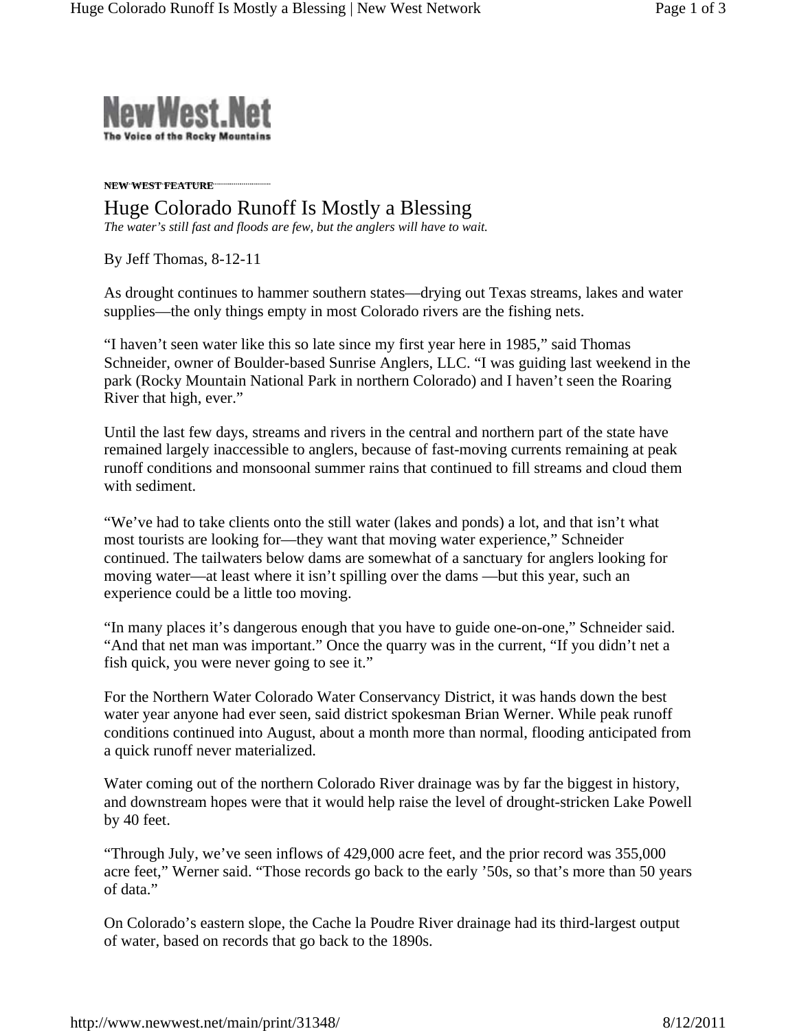NewWest.Net
The Voice of the Rocky Mountains

**NEW WEST FEATURE**

# Huge Colorado Runoff Is Mostly a Blessing

*The water's still fast and floods are few, but the anglers will have to wait.*

By Jeff Thomas, 8-12-11

As drought continues to hammer southern states—drying out Texas streams, lakes and water supplies—the only things empty in most Colorado rivers are the fishing nets.

"I haven't seen water like this so late since my first year here in 1985," said Thomas Schneider, owner of Boulder-based Sunrise Anglers, LLC. "I was guiding last weekend in the park (Rocky Mountain National Park in northern Colorado) and I haven't seen the Roaring River that high, ever."

Until the last few days, streams and rivers in the central and northern part of the state have remained largely inaccessible to anglers, because of fast-moving currents remaining at peak runoff conditions and monsoonal summer rains that continued to fill streams and cloud them with sediment.

"We've had to take clients onto the still water (lakes and ponds) a lot, and that isn't what most tourists are looking for—they want that moving water experience," Schneider continued. The tailwaters below dams are somewhat of a sanctuary for anglers looking for moving water—at least where it isn't spilling over the dams —but this year, such an experience could be a little too moving.

"In many places it's dangerous enough that you have to guide one-on-one," Schneider said. "And that net man was important." Once the quarry was in the current, "If you didn't net a fish quick, you were never going to see it."

For the Northern Water Colorado Water Conservancy District, it was hands down the best water year anyone had ever seen, said district spokesman Brian Werner. While peak runoff conditions continued into August, about a month more than normal, flooding anticipated from a quick runoff never materialized.

Water coming out of the northern Colorado River drainage was by far the biggest in history, and downstream hopes were that it would help raise the level of drought-stricken Lake Powell by 40 feet.

"Through July, we've seen inflows of 429,000 acre feet, and the prior record was 355,000 acre feet," Werner said. "Those records go back to the early '50s, so that's more than 50 years of data."

On Colorado's eastern slope, the Cache la Poudre River drainage had its third-largest output of water, based on records that go back to the 1890s.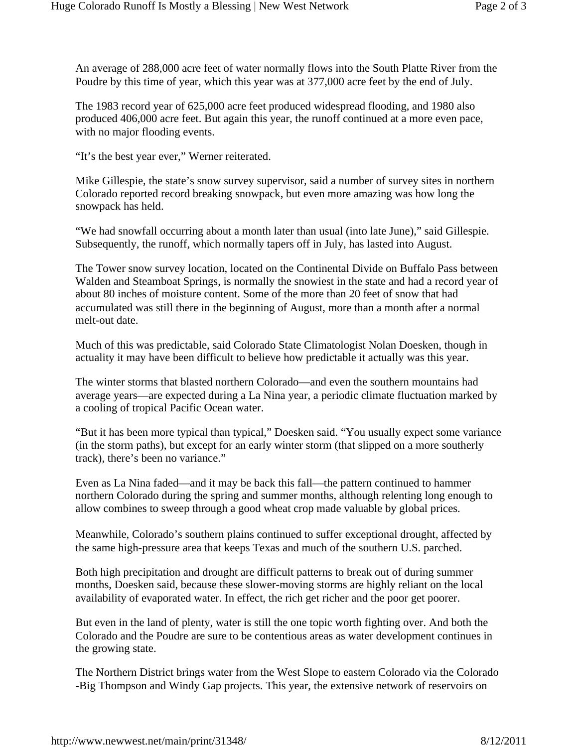An average of 288,000 acre feet of water normally flows into the South Platte River from the Poudre by this time of year, which this year was at 377,000 acre feet by the end of July.

The 1983 record year of 625,000 acre feet produced widespread flooding, and 1980 also produced 406,000 acre feet. But again this year, the runoff continued at a more even pace, with no major flooding events.

"It's the best year ever," Werner reiterated.

Mike Gillespie, the state's snow survey supervisor, said a number of survey sites in northern Colorado reported record breaking snowpack, but even more amazing was how long the snowpack has held.

"We had snowfall occurring about a month later than usual (into late June)," said Gillespie. Subsequently, the runoff, which normally tapers off in July, has lasted into August.

The Tower snow survey location, located on the Continental Divide on Buffalo Pass between Walden and Steamboat Springs, is normally the snowiest in the state and had a record year of about 80 inches of moisture content. Some of the more than 20 feet of snow that had accumulated was still there in the beginning of August, more than a month after a normal melt-out date.

Much of this was predictable, said Colorado State Climatologist Nolan Doesken, though in actuality it may have been difficult to believe how predictable it actually was this year.

The winter storms that blasted northern Colorado—and even the southern mountains had average years—are expected during a La Nina year, a periodic climate fluctuation marked by a cooling of tropical Pacific Ocean water.

"But it has been more typical than typical," Doesken said. "You usually expect some variance (in the storm paths), but except for an early winter storm (that slipped on a more southerly track), there's been no variance."

Even as La Nina faded—and it may be back this fall—the pattern continued to hammer northern Colorado during the spring and summer months, although relenting long enough to allow combines to sweep through a good wheat crop made valuable by global prices.

Meanwhile, Colorado's southern plains continued to suffer exceptional drought, affected by the same high-pressure area that keeps Texas and much of the southern U.S. parched.

Both high precipitation and drought are difficult patterns to break out of during summer months, Doesken said, because these slower-moving storms are highly reliant on the local availability of evaporated water. In effect, the rich get richer and the poor get poorer.

But even in the land of plenty, water is still the one topic worth fighting over. And both the Colorado and the Poudre are sure to be contentious areas as water development continues in the growing state.

The Northern District brings water from the West Slope to eastern Colorado via the Colorado-Big Thompson and Windy Gap projects. This year, the extensive network of reservoirs on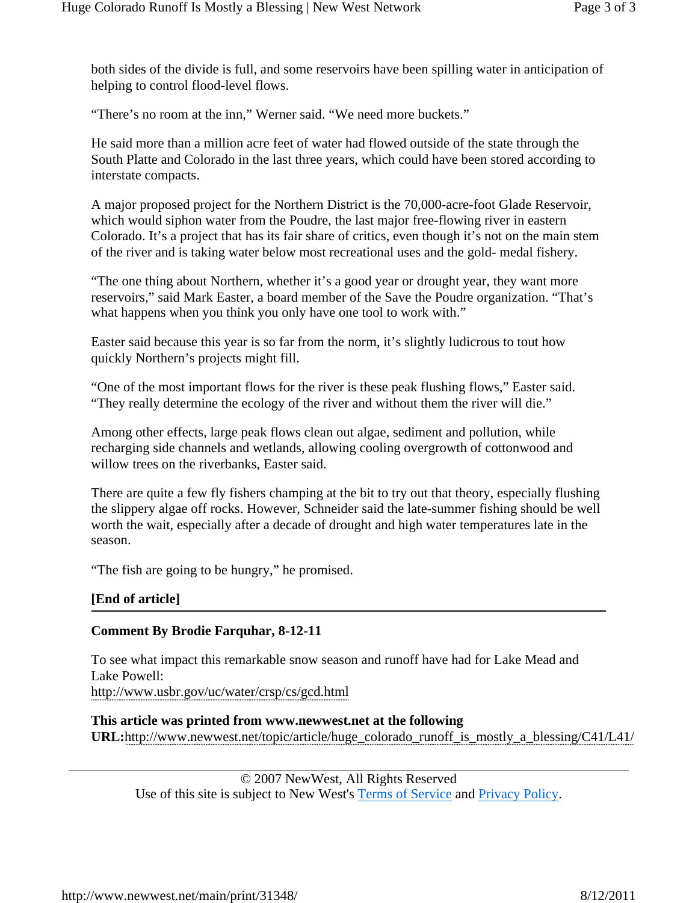both sides of the divide is full, and some reservoirs have been spilling water in anticipation of helping to control flood-level flows.

"There's no room at the inn," Werner said. "We need more buckets."

He said more than a million acre feet of water had flowed outside of the state through the South Platte and Colorado in the last three years, which could have been stored according to interstate compacts.

A major proposed project for the Northern District is the 70,000-acre-foot Glade Reservoir, which would siphon water from the Poudre, the last major free-flowing river in eastern Colorado. It's a project that has its fair share of critics, even though it's not on the main stem of the river and is taking water below most recreational uses and the gold- medal fishery.

"The one thing about Northern, whether it's a good year or drought year, they want more reservoirs," said Mark Easter, a board member of the Save the Poudre organization. "That's what happens when you think you only have one tool to work with."

Easter said because this year is so far from the norm, it's slightly ludicrous to tout how quickly Northern's projects might fill.

"One of the most important flows for the river is these peak flushing flows," Easter said. "They really determine the ecology of the river and without them the river will die."

Among other effects, large peak flows clean out algae, sediment and pollution, while recharging side channels and wetlands, allowing cooling overgrowth of cottonwood and willow trees on the riverbanks, Easter said.

There are quite a few fly fishers champing at the bit to try out that theory, especially flushing the slippery algae off rocks. However, Schneider said the late-summer fishing should be well worth the wait, especially after a decade of drought and high water temperatures late in the season.

"The fish are going to be hungry," he promised.

**[End of article]**

---

**Comment By Brodie Farquhar, 8-12-11**

To see what impact this remarkable snow season and runoff have had for Lake Mead and Lake Powell:
http://www.usbr.gov/uc/water/crsp/cs/gcd.html

**This article was printed from www.newwest.net at the following URL:**http://www.newwest.net/topic/article/huge_colorado_runoff_is_mostly_a_blessing/C41/L41/

---

© 2007 NewWest, All Rights Reserved
Use of this site is subject to New West's Terms of Service and Privacy Policy.